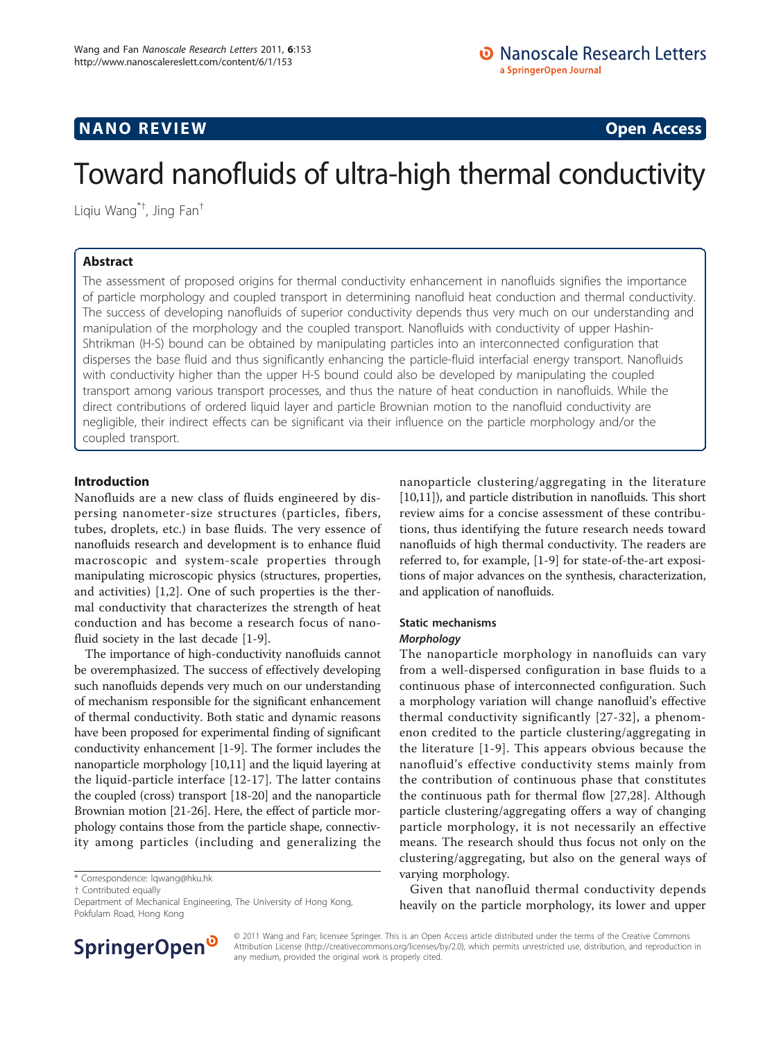NANO REVIEW Open Access

# Toward nanofluids of ultra-high thermal conductivity

Liqiu Wang[*†], Jing Fan[†]

## Abstract

The assessment of proposed origins for thermal conductivity enhancement in nanofluids signifies the importance of particle morphology and coupled transport in determining nanofluid heat conduction and thermal conductivity. The success of developing nanofluids of superior conductivity depends thus very much on our understanding and manipulation of the morphology and the coupled transport. Nanofluids with conductivity of upper Hashin-Shtrikman (H-S) bound can be obtained by manipulating particles into an interconnected configuration that disperses the base fluid and thus significantly enhancing the particle-fluid interfacial energy transport. Nanofluids with conductivity higher than the upper H-S bound could also be developed by manipulating the coupled transport among various transport processes, and thus the nature of heat conduction in nanofluids. While the direct contributions of ordered liquid layer and particle Brownian motion to the nanofluid conductivity are negligible, their indirect effects can be significant via their influence on the particle morphology and/or the coupled transport.

## Introduction

Nanofluids are a new class of fluids engineered by dispersing nanometer-size structures (particles, fibers, tubes, droplets, etc.) in base fluids. The very essence of nanofluids research and development is to enhance fluid macroscopic and system-scale properties through manipulating microscopic physics (structures, properties, and activities) [1,2]. One of such properties is the thermal conductivity that characterizes the strength of heat conduction and has become a research focus of nanofluid society in the last decade [1-9].

The importance of high-conductivity nanofluids cannot be overemphasized. The success of effectively developing such nanofluids depends very much on our understanding of mechanism responsible for the significant enhancement of thermal conductivity. Both static and dynamic reasons have been proposed for experimental finding of significant conductivity enhancement [1-9]. The former includes the nanoparticle morphology [10,11] and the liquid layering at the liquid-particle interface [12-17]. The latter contains the coupled (cross) transport [18-20] and the nanoparticle Brownian motion [21-26]. Here, the effect of particle morphology contains those from the particle shape, connectivity among particles (including and generalizing the nanoparticle clustering/aggregating in the literature [10,11]), and particle distribution in nanofluids. This short review aims for a concise assessment of these contributions, thus identifying the future research needs toward nanofluids of high thermal conductivity. The readers are referred to, for example, [1-9] for state-of-the-art expositions of major advances on the synthesis, characterization, and application of nanofluids.

## Static mechanisms

### *Morphology*

The nanoparticle morphology in nanofluids can vary from a well-dispersed configuration in base fluids to a continuous phase of interconnected configuration. Such a morphology variation will change nanofluid's effective thermal conductivity significantly [27-32], a phenomenon credited to the particle clustering/aggregating in the literature [1-9]. This appears obvious because the nanofluid's effective conductivity stems mainly from the contribution of continuous phase that constitutes the continuous path for thermal flow [27,28]. Although particle clustering/aggregating offers a way of changing particle morphology, it is not necessarily an effective means. The research should thus focus not only on the clustering/aggregating, but also on the general ways of varying morphology.

Given that nanofluid thermal conductivity depends heavily on the particle morphology, its lower and upper

\* Correspondence: lqwang@hku.hk
† Contributed equally
Department of Mechanical Engineering, The University of Hong Kong, Pokfulam Road, Hong Kong

© 2011 Wang and Fan; licensee Springer. This is an Open Access article distributed under the terms of the Creative Commons Attribution License (http://creativecommons.org/licenses/by/2.0), which permits unrestricted use, distribution, and reproduction in any medium, provided the original work is properly cited.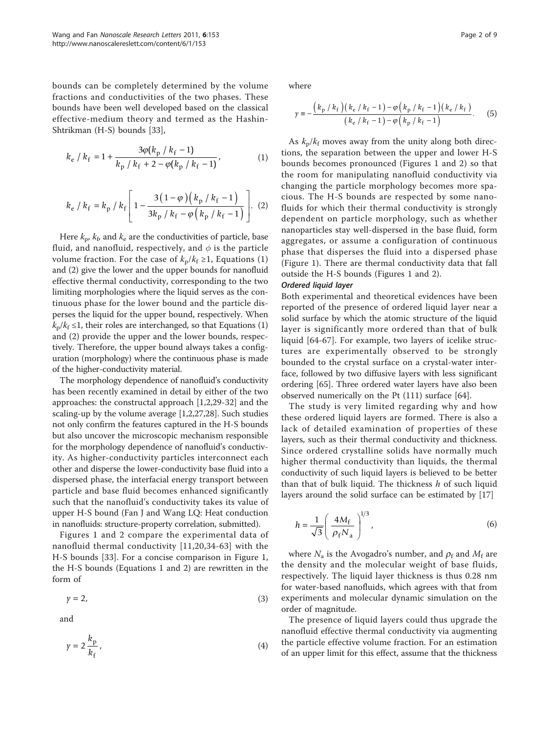bounds can be completely determined by the volume fractions and conductivities of the two phases. These bounds have been well developed based on the classical effective-medium theory and termed as the Hashin-Shtrikman (H-S) bounds [33],

$$k_e / k_f = 1 + \frac{3\varphi(k_p / k_f - 1)}{k_p / k_f + 2 - \varphi(k_p / k_f - 1)}, \tag{1}$$

$$k_e / k_f = k_p / k_f \left[ 1 - \frac{3(1-\varphi)(k_p / k_f - 1)}{3k_p / k_f - \varphi(k_p / k_f - 1)} \right]. \tag{2}$$

Here $k_p$, $k_f$, and $k_e$ are the conductivities of particle, base fluid, and nanofluid, respectively, and $\phi$ is the particle volume fraction. For the case of $k_p/k_f \geq 1$, Equations (1) and (2) give the lower and the upper bounds for nanofluid effective thermal conductivity, corresponding to the two limiting morphologies where the liquid serves as the continuous phase for the lower bound and the particle disperses the liquid for the upper bound, respectively. When $k_p/k_f \leq 1$, their roles are interchanged, so that Equations (1) and (2) provide the upper and the lower bounds, respectively. Therefore, the upper bound always takes a configuration (morphology) where the continuous phase is made of the higher-conductivity material.

The morphology dependence of nanofluid's conductivity has been recently examined in detail by either of the two approaches: the constructal approach [1,2,29-32] and the scaling-up by the volume average [1,2,27,28]. Such studies not only confirm the features captured in the H-S bounds but also uncover the microscopic mechanism responsible for the morphology dependence of nanofluid's conductivity. As higher-conductivity particles interconnect each other and disperse the lower-conductivity base fluid into a dispersed phase, the interfacial energy transport between particle and base fluid becomes enhanced significantly such that the nanofluid's conductivity takes its value of upper H-S bound (Fan J and Wang LQ: Heat conduction in nanofluids: structure-property correlation, submitted).

Figures 1 and 2 compare the experimental data of nanofluid thermal conductivity [11,20,34-63] with the H-S bounds [33]. For a concise comparison in Figure 1, the H-S bounds (Equations 1 and 2) are rewritten in the form of

$$\gamma = 2, \tag{3}$$

and

$$\gamma = 2\frac{k_p}{k_f}, \tag{4}$$

where

$$\gamma \equiv -\frac{(k_p / k_f)(k_e / k_f - 1) - \varphi(k_p / k_f - 1)(k_e / k_f)}{(k_e / k_f - 1) - \varphi(k_p / k_f - 1)}. \tag{5}$$

As $k_p/k_f$ moves away from the unity along both directions, the separation between the upper and lower H-S bounds becomes pronounced (Figures 1 and 2) so that the room for manipulating nanofluid conductivity via changing the particle morphology becomes more spacious. The H-S bounds are respected by some nanofluids for which their thermal conductivity is strongly dependent on particle morphology, such as whether nanoparticles stay well-dispersed in the base fluid, form aggregates, or assume a configuration of continuous phase that disperses the fluid into a dispersed phase (Figure 1). There are thermal conductivity data that fall outside the H-S bounds (Figures 1 and 2).

***Ordered liquid layer***

Both experimental and theoretical evidences have been reported of the presence of ordered liquid layer near a solid surface by which the atomic structure of the liquid layer is significantly more ordered than that of bulk liquid [64-67]. For example, two layers of icelike structures are experimentally observed to be strongly bounded to the crystal surface on a crystal-water interface, followed by two diffusive layers with less significant ordering [65]. Three ordered water layers have also been observed numerically on the Pt (111) surface [64].

The study is very limited regarding why and how these ordered liquid layers are formed. There is also a lack of detailed examination of properties of these layers, such as their thermal conductivity and thickness. Since ordered crystalline solids have normally much higher thermal conductivity than liquids, the thermal conductivity of such liquid layers is believed to be better than that of bulk liquid. The thickness $h$ of such liquid layers around the solid surface can be estimated by [17]

$$h = \frac{1}{\sqrt{3}}\left(\frac{4M_f}{\rho_f N_a}\right)^{1/3}, \tag{6}$$

where $N_a$ is the Avogadro's number, and $\rho_f$ and $M_f$ are the density and the molecular weight of base fluids, respectively. The liquid layer thickness is thus 0.28 nm for water-based nanofluids, which agrees with that from experiments and molecular dynamic simulation on the order of magnitude.

The presence of liquid layers could thus upgrade the nanofluid effective thermal conductivity via augmenting the particle effective volume fraction. For an estimation of an upper limit for this effect, assume that the thickness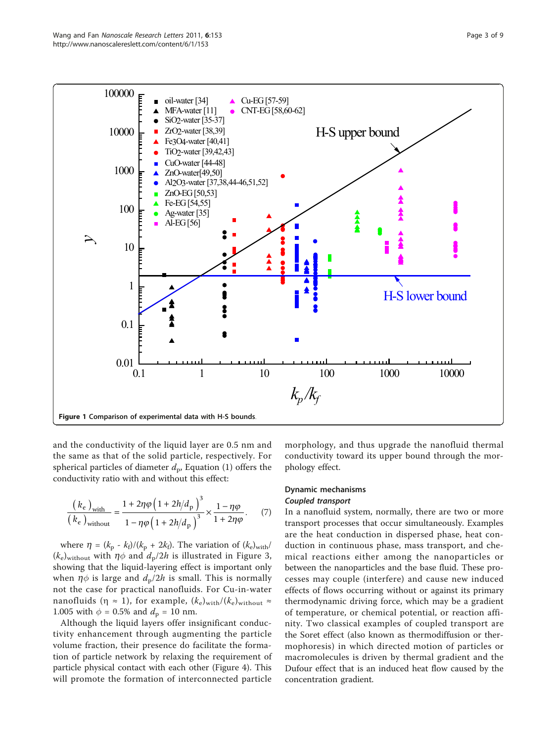Figure 1 Comparison of experimental data with H-S bounds.

and the conductivity of the liquid layer are 0.5 nm and the same as that of the solid particle, respectively. For spherical particles of diameter $d_p$, Equation (1) offers the conductivity ratio with and without this effect:

$$\frac{(k_e)_{\text{with}}}{(k_e)_{\text{without}}} = \frac{1 + 2\eta\varphi\left(1 + 2h/d_p\right)^3}{1 - \eta\varphi\left(1 + 2h/d_p\right)^3} \times \frac{1 - \eta\varphi}{1 + 2\eta\varphi}. \quad (7)$$

where $\eta = (k_p - k_f)/(k_p + 2k_f)$. The variation of $(k_e)_{\text{with}}/(k_e)_{\text{without}}$ with $\eta\phi$ and $d_p/2h$ is illustrated in Figure 3, showing that the liquid-layering effect is important only when $\eta\phi$ is large and $d_p/2h$ is small. This is normally not the case for practical nanofluids. For Cu-in-water nanofluids ($\eta \approx 1$), for example, $(k_e)_{\text{with}}/(k_e)_{\text{without}} \approx 1.005$ with $\phi = 0.5\%$ and $d_p = 10$ nm.

Although the liquid layers offer insignificant conductivity enhancement through augmenting the particle volume fraction, their presence do facilitate the formation of particle network by relaxing the requirement of particle physical contact with each other (Figure 4). This will promote the formation of interconnected particle morphology, and thus upgrade the nanofluid thermal conductivity toward its upper bound through the morphology effect.

## Dynamic mechanisms

### *Coupled transport*

In a nanofluid system, normally, there are two or more transport processes that occur simultaneously. Examples are the heat conduction in dispersed phase, heat conduction in continuous phase, mass transport, and chemical reactions either among the nanoparticles or between the nanoparticles and the base fluid. These processes may couple (interfere) and cause new induced effects of flows occurring without or against its primary thermodynamic driving force, which may be a gradient of temperature, or chemical potential, or reaction affinity. Two classical examples of coupled transport are the Soret effect (also known as thermodiffusion or thermophoresis) in which directed motion of particles or macromolecules is driven by thermal gradient and the Dufour effect that is an induced heat flow caused by the concentration gradient.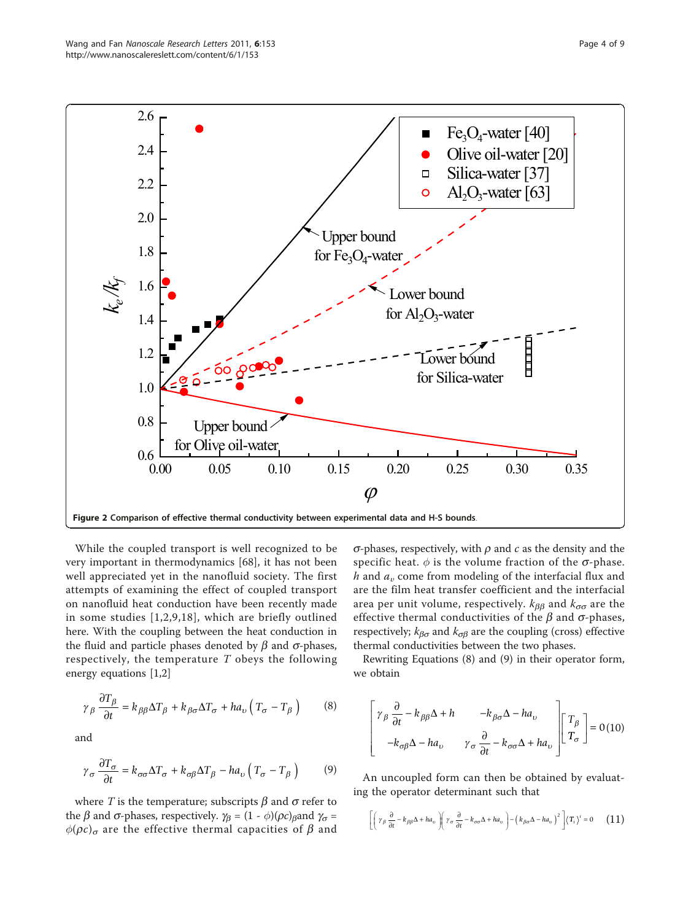**Figure 2 Comparison of effective thermal conductivity between experimental data and H-S bounds.**

While the coupled transport is well recognized to be very important in thermodynamics [68], it has not been well appreciated yet in the nanofluid society. The first attempts of examining the effect of coupled transport on nanofluid heat conduction have been recently made in some studies [1,2,9,18], which are briefly outlined here. With the coupling between the heat conduction in the fluid and particle phases denoted by $\beta$ and $\sigma$-phases, respectively, the temperature $T$ obeys the following energy equations [1,2]

$$\gamma_\beta \frac{\partial T_\beta}{\partial t} = k_{\beta\beta}\Delta T_\beta + k_{\beta\sigma}\Delta T_\sigma + ha_\upsilon\left(T_\sigma - T_\beta\right) \tag{8}$$

and

$$\gamma_\sigma \frac{\partial T_\sigma}{\partial t} = k_{\sigma\sigma}\Delta T_\sigma + k_{\sigma\beta}\Delta T_\beta - ha_\upsilon\left(T_\sigma - T_\beta\right) \tag{9}$$

where $T$ is the temperature; subscripts $\beta$ and $\sigma$ refer to the $\beta$ and $\sigma$-phases, respectively. $\gamma_\beta = (1-\phi)(\rho c)_\beta$ and $\gamma_\sigma = \phi(\rho c)_\sigma$ are the effective thermal capacities of $\beta$ and $\sigma$-phases, respectively, with $\rho$ and $c$ as the density and the specific heat. $\phi$ is the volume fraction of the $\sigma$-phase. $h$ and $a_\upsilon$ come from modeling of the interfacial flux and are the film heat transfer coefficient and the interfacial area per unit volume, respectively. $k_{\beta\beta}$ and $k_{\sigma\sigma}$ are the effective thermal conductivities of the $\beta$ and $\sigma$-phases, respectively; $k_{\beta\sigma}$ and $k_{\sigma\beta}$ are the coupling (cross) effective thermal conductivities between the two phases.

Rewriting Equations (8) and (9) in their operator form, we obtain

$$\begin{bmatrix} \gamma_\beta \frac{\partial}{\partial t} - k_{\beta\beta}\Delta + h & -k_{\beta\sigma}\Delta - ha_\upsilon \\ -k_{\sigma\beta}\Delta - ha_\upsilon & \gamma_\sigma \frac{\partial}{\partial t} - k_{\sigma\sigma}\Delta + ha_\upsilon \end{bmatrix} \begin{bmatrix} T_\beta \\ T_\sigma \end{bmatrix} = 0 \tag{10}$$

An uncoupled form can then be obtained by evaluating the operator determinant such that

$$\left[\left(\gamma_\beta \frac{\partial}{\partial t} - k_{\beta\beta}\Delta + ha_\upsilon\right)\left(\gamma_\sigma \frac{\partial}{\partial t} - k_{\sigma\sigma}\Delta + ha_\upsilon\right) - \left(k_{\beta\sigma}\Delta - ha_\upsilon\right)^2\right]\langle T_i\rangle^i = 0 \tag{11}$$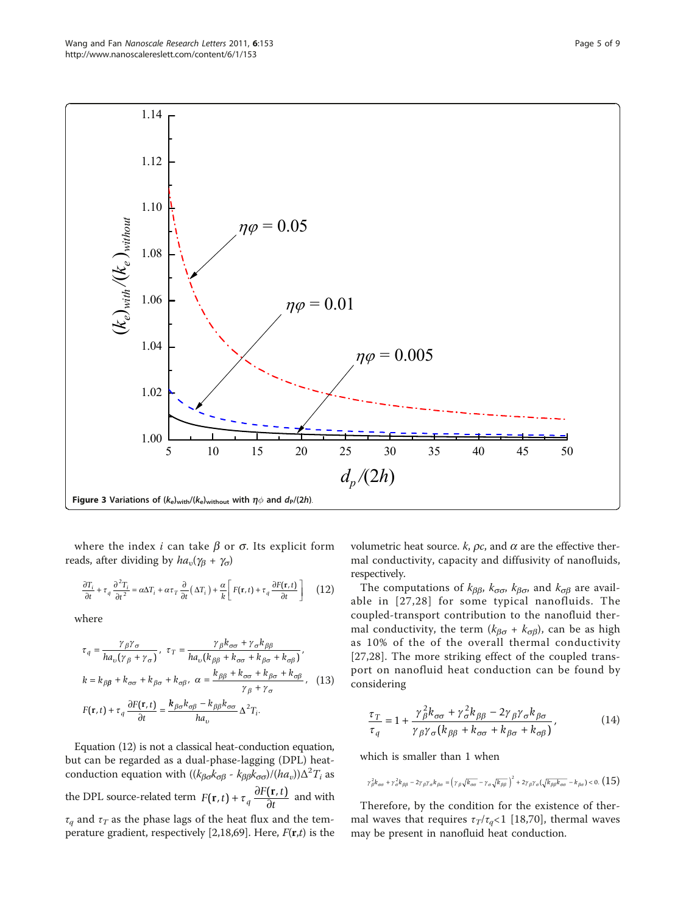**Figure 3 Variations of $(k_e)_{with}/(k_e)_{without}$ with $\eta\phi$ and $d_P/(2h)$.**

where the index $i$ can take $\beta$ or $\sigma$. Its explicit form reads, after dividing by $ha_\upsilon(\gamma_\beta + \gamma_\sigma)$

$$\frac{\partial T_i}{\partial t} + \tau_q \frac{\partial^2 T_i}{\partial t^2} = \alpha \Delta T_i + \alpha \tau_T \frac{\partial}{\partial t}(\Delta T_i) + \frac{\alpha}{k}\left[F(\mathbf{r},t) + \tau_q \frac{\partial F(\mathbf{r},t)}{\partial t}\right] \tag{12}$$

where

$$\tau_q = \frac{\gamma_\beta \gamma_\sigma}{ha_\upsilon(\gamma_\beta + \gamma_\sigma)},\ \tau_T = \frac{\gamma_\beta k_{\sigma\sigma} + \gamma_\sigma k_{\beta\beta}}{ha_\upsilon(k_{\beta\beta} + k_{\sigma\sigma} + k_{\beta\sigma} + k_{\sigma\beta})},$$
$$k = k_{\beta\beta} + k_{\sigma\sigma} + k_{\beta\sigma} + k_{\sigma\beta},\ \alpha = \frac{k_{\beta\beta} + k_{\sigma\sigma} + k_{\beta\sigma} + k_{\sigma\beta}}{\gamma_\beta + \gamma_\sigma}, \tag{13}$$
$$F(\mathbf{r},t) + \tau_q \frac{\partial F(\mathbf{r},t)}{\partial t} = \frac{k_{\beta\sigma}k_{\sigma\beta} - k_{\beta\beta}k_{\sigma\sigma}}{ha_\upsilon}\Delta^2 T_i.$$

Equation (12) is not a classical heat-conduction equation, but can be regarded as a dual-phase-lagging (DPL) heat-conduction equation with $((k_{\beta\sigma}k_{\sigma\beta} - k_{\beta\beta}k_{\sigma\sigma})/(ha_\upsilon))\Delta^2 T_i$ as the DPL source-related term $F(\mathbf{r},t) + \tau_q \frac{\partial F(\mathbf{r},t)}{\partial t}$ and with $\tau_q$ and $\tau_T$ as the phase lags of the heat flux and the temperature gradient, respectively [2,18,69]. Here, $F(\mathbf{r},t)$ is the volumetric heat source. $k$, $\rho c$, and $\alpha$ are the effective thermal conductivity, capacity and diffusivity of nanofluids, respectively.

The computations of $k_{\beta\beta}$, $k_{\sigma\sigma}$, $k_{\beta\sigma}$, and $k_{\sigma\beta}$ are available in [27,28] for some typical nanofluids. The coupled-transport contribution to the nanofluid thermal conductivity, the term $(k_{\beta\sigma} + k_{\sigma\beta})$, can be as high as 10% of the of the overall thermal conductivity [27,28]. The more striking effect of the coupled transport on nanofluid heat conduction can be found by considering

$$\frac{\tau_T}{\tau_q} = 1 + \frac{\gamma_\beta^2 k_{\sigma\sigma} + \gamma_\sigma^2 k_{\beta\beta} - 2\gamma_\beta\gamma_\sigma k_{\beta\sigma}}{\gamma_\beta\gamma_\sigma(k_{\beta\beta} + k_{\sigma\sigma} + k_{\beta\sigma} + k_{\sigma\beta})}, \tag{14}$$

which is smaller than 1 when

$$\gamma_\beta^2 k_{\sigma\sigma} + \gamma_\sigma^2 k_{\beta\beta} - 2\gamma_\beta\gamma_\sigma k_{\beta\sigma} = \left(\gamma_\beta\sqrt{k_{\sigma\sigma}} - \gamma_\sigma\sqrt{k_{\beta\beta}}\right)^2 + 2\gamma_\beta\gamma_\sigma\left(\sqrt{k_{\beta\beta}k_{\sigma\sigma}} - k_{\beta\sigma}\right) < 0. \tag{15}$$

Therefore, by the condition for the existence of thermal waves that requires $\tau_T/\tau_q<1$ [18,70], thermal waves may be present in nanofluid heat conduction.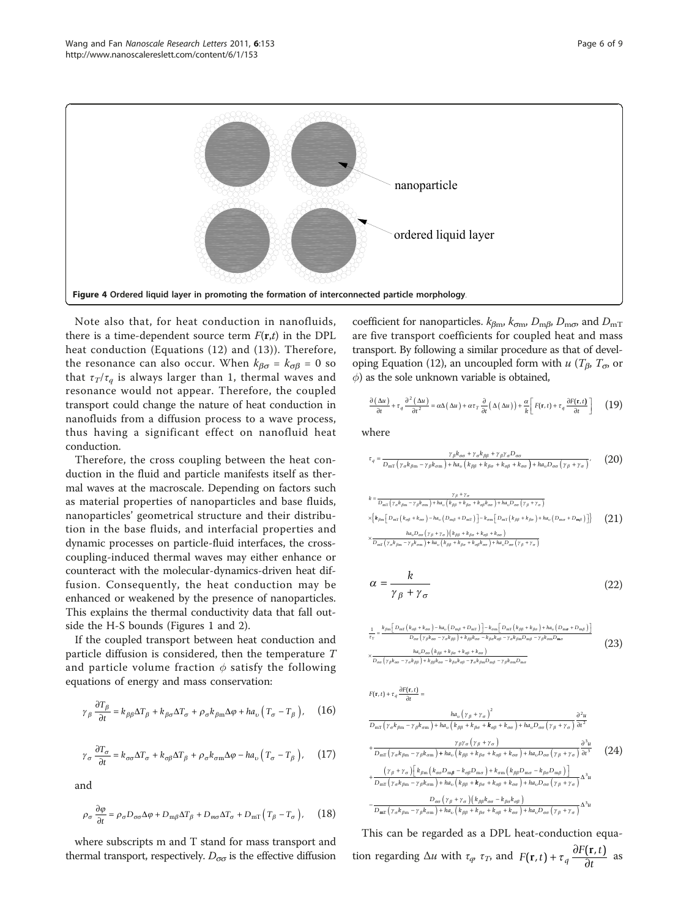Figure 4 Ordered liquid layer in promoting the formation of interconnected particle morphology.

Note also that, for heat conduction in nanofluids, there is a time-dependent source term $F(\mathbf{r},t)$ in the DPL heat conduction (Equations (12) and (13)). Therefore, the resonance can also occur. When $k_{\beta\sigma} = k_{\sigma\beta} = 0$ so that $\tau_T/\tau_q$ is always larger than 1, thermal waves and resonance would not appear. Therefore, the coupled transport could change the nature of heat conduction in nanofluids from a diffusion process to a wave process, thus having a significant effect on nanofluid heat conduction.

Therefore, the cross coupling between the heat conduction in the fluid and particle manifests itself as thermal waves at the macroscale. Depending on factors such as material properties of nanoparticles and base fluids, nanoparticles' geometrical structure and their distribution in the base fluids, and interfacial properties and dynamic processes on particle-fluid interfaces, the cross-coupling-induced thermal waves may either enhance or counteract with the molecular-dynamics-driven heat diffusion. Consequently, the heat conduction may be enhanced or weakened by the presence of nanoparticles. This explains the thermal conductivity data that fall outside the H-S bounds (Figures 1 and 2).

If the coupled transport between heat conduction and particle diffusion is considered, then the temperature $T$ and particle volume fraction $\phi$ satisfy the following equations of energy and mass conservation:

$$\gamma_\beta \frac{\partial T_\beta}{\partial t} = k_{\beta\beta}\Delta T_\beta + k_{\beta\sigma}\Delta T_\sigma + \rho_\sigma k_{\beta \mathrm{m}}\Delta\varphi + ha_\upsilon\left(T_\sigma - T_\beta\right), \quad (16)$$

$$\gamma_\sigma \frac{\partial T_\sigma}{\partial t} = k_{\sigma\sigma}\Delta T_\sigma + k_{\sigma\beta}\Delta T_\beta + \rho_\sigma k_{\sigma \mathrm{m}}\Delta\varphi - ha_\upsilon\left(T_\sigma - T_\beta\right), \quad (17)$$

and

$$\rho_\sigma \frac{\partial \varphi}{\partial t} = \rho_\sigma D_{\sigma\sigma}\Delta\varphi + D_{\mathrm{m}\beta}\Delta T_\beta + D_{\mathrm{m}\sigma}\Delta T_\sigma + D_{\mathrm{mT}}\left(T_\beta - T_\sigma\right), \quad (18)$$

where subscripts m and T stand for mass transport and thermal transport, respectively. $D_{\sigma\sigma}$ is the effective diffusion coefficient for nanoparticles. $k_{\beta\mathrm{m}}$, $k_{\sigma\mathrm{m}}$, $D_{\mathrm{m}\beta}$, $D_{\mathrm{m}\sigma}$, and $D_{\mathrm{mT}}$ are five transport coefficients for coupled heat and mass transport. By following a similar procedure as that of developing Equation (12), an uncoupled form with $u$ ($T_\beta$, $T_\sigma$, or $\phi$) as the sole unknown variable is obtained,

$$\frac{\partial(\Delta u)}{\partial t} + \tau_q \frac{\partial^2(\Delta u)}{\partial t^2} = \alpha\Delta(\Delta u) + \alpha\tau_T \frac{\partial}{\partial t}\left(\Delta(\Delta u)\right) + \frac{\alpha}{k}\left[F(\mathbf{r},t) + \tau_q \frac{\partial F(\mathbf{r},t)}{\partial t}\right] \quad (19)$$

where

$$\tau_q = \frac{\gamma_\beta k_{\sigma\sigma} + \gamma_\sigma k_{\beta\beta} + \gamma_\beta\gamma_\sigma D_{\sigma\sigma}}{D_{\mathrm{mT}}\left(\gamma_\sigma k_{\beta\mathrm{m}} - \gamma_\beta k_{\sigma\mathrm{m}}\right) + ha_\upsilon\left(k_{\beta\beta} + k_{\beta\sigma} + k_{\sigma\beta} + k_{\sigma\sigma}\right) + ha_\upsilon D_{\sigma\sigma}\left(\gamma_\beta + \gamma_\sigma\right)}, \quad (20)$$

$$\begin{aligned} k = {} & \frac{\gamma_\beta + \gamma_\sigma}{D_{\mathrm{mT}}\left(\gamma_\sigma k_{\beta\mathrm{m}} - \gamma_\beta k_{\sigma\mathrm{m}}\right) + ha_\upsilon\left(k_{\beta\beta} + k_{\beta\sigma} + k_{\sigma\beta} + k_{\sigma\sigma}\right) + ha_\upsilon D_{\sigma\sigma}\left(\gamma_\beta + \gamma_\sigma\right)} \\ & \times\left\{k_{\beta\mathrm{m}}\left[D_{\mathrm{mT}}\left(k_{\sigma\beta} + k_{\sigma\sigma}\right) - ha_\upsilon\left(D_{\mathrm{m}\beta} + D_{\mathrm{mT}}\right)\right] - k_{\sigma\mathrm{m}}\left[D_{\mathrm{mT}}\left(k_{\beta\beta} + k_{\beta\sigma}\right) + ha_\upsilon\left(D_{\mathrm{m}\sigma} + D_{\mathrm{m}\beta}\right)\right]\right\} \\ & \times\frac{ha_\upsilon D_{\sigma\sigma}\left(\gamma_\beta + \gamma_\sigma\right)\left(k_{\beta\beta} + k_{\beta\sigma} + k_{\sigma\beta} + k_{\sigma\sigma}\right)}{D_{\mathrm{mT}}\left(\gamma_\sigma k_{\beta\mathrm{m}} - \gamma_\beta k_{\sigma\mathrm{m}}\right) + ha_\upsilon\left(k_{\beta\beta} + k_{\beta\sigma} + k_{\sigma\beta} + k_{\sigma\sigma}\right) + ha_\upsilon D_{\sigma\sigma}\left(\gamma_\beta + \gamma_\sigma\right)} \end{aligned} \quad (21)$$

$$\alpha = \frac{k}{\gamma_\beta + \gamma_\sigma} \quad (22)$$

$$\begin{aligned} \frac{1}{\tau_T} = {} & \frac{k_{\beta\mathrm{m}}\left[D_{\mathrm{mT}}\left(k_{\sigma\beta} + k_{\sigma\sigma}\right) - ha_\upsilon\left(D_{\mathrm{m}\beta} + D_{\mathrm{mT}}\right)\right] - k_{\sigma\mathrm{m}}\left[D_{\mathrm{mT}}\left(k_{\beta\beta} + k_{\beta\sigma}\right) + ha_\upsilon\left(D_{\mathrm{m}\sigma} + D_{\mathrm{m}\beta}\right)\right]}{D_{\sigma\sigma}\left(\gamma_\beta k_{\sigma\sigma} - \gamma_\sigma k_{\beta\beta}\right) + k_{\beta\beta}k_{\sigma\sigma} - k_{\beta\sigma}k_{\sigma\beta} - \gamma_\sigma k_{\beta\mathrm{m}}D_{\mathrm{m}\beta} - \gamma_\beta k_{\sigma\mathrm{m}}D_{\mathrm{m}\sigma}} \\ & \times\frac{ha_\upsilon D_{\sigma\sigma}\left(k_{\beta\beta} + k_{\beta\sigma} + k_{\sigma\beta} + k_{\sigma\sigma}\right)}{D_{\sigma\sigma}\left(\gamma_\beta k_{\sigma\sigma} - \gamma_\sigma k_{\beta\beta}\right) + k_{\beta\beta}k_{\sigma\sigma} - k_{\beta\sigma}k_{\sigma\beta} - \gamma_\sigma k_{\beta\mathrm{m}}D_{\mathrm{m}\beta} - \gamma_\beta k_{\sigma\mathrm{m}}D_{\mathrm{m}\sigma}} \end{aligned} \quad (23)$$

$$\begin{aligned} & F(\mathbf{r},t) + \tau_q \frac{\partial F(\mathbf{r},t)}{\partial t} = \\ & \frac{ha_\upsilon\left(\gamma_\beta + \gamma_\sigma\right)^2}{D_{\mathrm{mT}}\left(\gamma_\sigma k_{\beta\mathrm{m}} - \gamma_\beta k_{\sigma\mathrm{m}}\right) + ha_\upsilon\left(k_{\beta\beta} + k_{\beta\sigma} + k_{\sigma\beta} + k_{\sigma\sigma}\right) + ha_\upsilon D_{\sigma\sigma}\left(\gamma_\beta + \gamma_\sigma\right)}\frac{\partial^2 u}{\partial t^2} \\ & + \frac{\gamma_\beta\gamma_\sigma\left(\gamma_\beta + \gamma_\sigma\right)}{D_{\mathrm{mT}}\left(\gamma_\sigma k_{\beta\mathrm{m}} - \gamma_\beta k_{\sigma\mathrm{m}}\right) + ha_\upsilon\left(k_{\beta\beta} + k_{\beta\sigma} + k_{\sigma\beta} + k_{\sigma\sigma}\right) + ha_\upsilon D_{\sigma\sigma}\left(\gamma_\beta + \gamma_\sigma\right)}\frac{\partial^3 u}{\partial t^3} \\ & + \frac{\left(\gamma_\beta + \gamma_\sigma\right)\left[k_{\beta\mathrm{m}}\left(k_{\sigma\sigma}D_{\mathrm{m}\beta} - k_{\sigma\beta}D_{\mathrm{m}\sigma}\right) + k_{\sigma\mathrm{m}}\left(k_{\beta\beta}D_{\mathrm{m}\sigma} - k_{\beta\sigma}D_{\mathrm{m}\beta}\right)\right]}{D_{\mathrm{mT}}\left(\gamma_\sigma k_{\beta\mathrm{m}} - \gamma_\beta k_{\sigma\mathrm{m}}\right) + ha_\upsilon\left(k_{\beta\beta} + k_{\beta\sigma} + k_{\sigma\beta} + k_{\sigma\sigma}\right) + ha_\upsilon D_{\sigma\sigma}\left(\gamma_\beta + \gamma_\sigma\right)}\Delta^3 u \\ & - \frac{D_{\sigma\sigma}\left(\gamma_\beta + \gamma_\sigma\right)\left(k_{\beta\beta}k_{\sigma\sigma} - k_{\beta\sigma}k_{\sigma\beta}\right)}{D_{\mathrm{mT}}\left(\gamma_\sigma k_{\beta\mathrm{m}} - \gamma_\beta k_{\sigma\mathrm{m}}\right) + ha_\upsilon\left(k_{\beta\beta} + k_{\beta\sigma} + k_{\sigma\beta} + k_{\sigma\sigma}\right) + ha_\upsilon D_{\sigma\sigma}\left(\gamma_\beta + \gamma_\sigma\right)}\Delta^3 u \end{aligned} \quad (24)$$

This can be regarded as a DPL heat-conduction equation regarding $\Delta u$ with $\tau_q$, $\tau_T$, and $F(\mathbf{r},t) + \tau_q \frac{\partial F(\mathbf{r},t)}{\partial t}$ as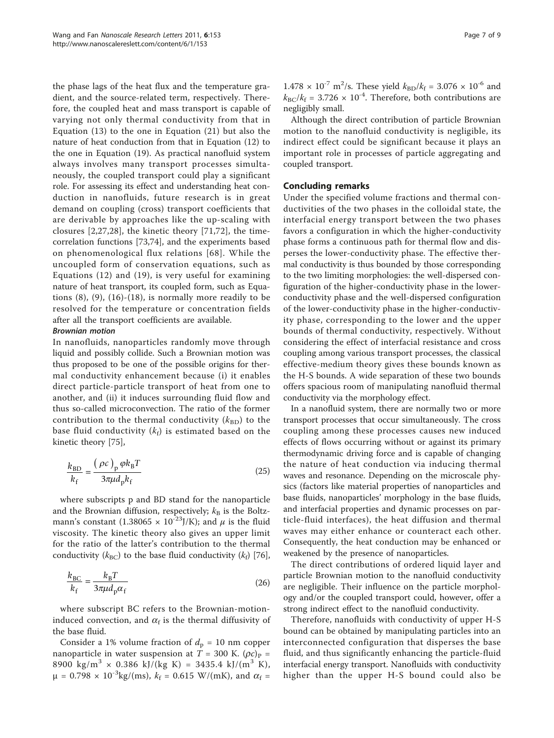the phase lags of the heat flux and the temperature gradient, and the source-related term, respectively. Therefore, the coupled heat and mass transport is capable of varying not only thermal conductivity from that in Equation (13) to the one in Equation (21) but also the nature of heat conduction from that in Equation (12) to the one in Equation (19). As practical nanofluid system always involves many transport processes simultaneously, the coupled transport could play a significant role. For assessing its effect and understanding heat conduction in nanofluids, future research is in great demand on coupling (cross) transport coefficients that are derivable by approaches like the up-scaling with closures [2,27,28], the kinetic theory [71,72], the time-correlation functions [73,74], and the experiments based on phenomenological flux relations [68]. While the uncoupled form of conservation equations, such as Equations (12) and (19), is very useful for examining nature of heat transport, its coupled form, such as Equations (8), (9), (16)-(18), is normally more readily to be resolved for the temperature or concentration fields after all the transport coefficients are available.

#### Brownian motion

In nanofluids, nanoparticles randomly move through liquid and possibly collide. Such a Brownian motion was thus proposed to be one of the possible origins for thermal conductivity enhancement because (i) it enables direct particle-particle transport of heat from one to another, and (ii) it induces surrounding fluid flow and thus so-called microconvection. The ratio of the former contribution to the thermal conductivity ($k_{BD}$) to the base fluid conductivity ($k_f$) is estimated based on the kinetic theory [75],

$$\frac{k_{BD}}{k_f} = \frac{(\rho c)_p \varphi k_B T}{3\pi \mu d_p k_f} \tag{25}$$

where subscripts p and BD stand for the nanoparticle and the Brownian diffusion, respectively; $k_B$ is the Boltzmann's constant ($1.38065 \times 10^{-23}$J/K); and $\mu$ is the fluid viscosity. The kinetic theory also gives an upper limit for the ratio of the latter's contribution to the thermal conductivity ($k_{BC}$) to the base fluid conductivity ($k_f$) [76],

$$\frac{k_{BC}}{k_f} = \frac{k_B T}{3\pi \mu d_p \alpha_f} \tag{26}$$

where subscript BC refers to the Brownian-motion-induced convection, and $\alpha_f$ is the thermal diffusivity of the base fluid.

Consider a 1% volume fraction of $d_p$ = 10 nm copper nanoparticle in water suspension at $T$ = 300 K. $(\rho c)_P$ = 8900 kg/m$^3$ × 0.386 kJ/(kg K) = 3435.4 kJ/(m$^3$ K), $\mu$ = $0.798 \times 10^{-3}$kg/(ms), $k_f$ = 0.615 W/(mK), and $\alpha_f$ = $1.478 \times 10^{-7}$ m$^2$/s. These yield $k_{BD}/k_f = 3.076 \times 10^{-6}$ and $k_{BC}/k_f = 3.726 \times 10^{-4}$. Therefore, both contributions are negligibly small.

Although the direct contribution of particle Brownian motion to the nanofluid conductivity is negligible, its indirect effect could be significant because it plays an important role in processes of particle aggregating and coupled transport.

### Concluding remarks

Under the specified volume fractions and thermal conductivities of the two phases in the colloidal state, the interfacial energy transport between the two phases favors a configuration in which the higher-conductivity phase forms a continuous path for thermal flow and disperses the lower-conductivity phase. The effective thermal conductivity is thus bounded by those corresponding to the two limiting morphologies: the well-dispersed configuration of the higher-conductivity phase in the lower-conductivity phase and the well-dispersed configuration of the lower-conductivity phase in the higher-conductivity phase, corresponding to the lower and the upper bounds of thermal conductivity, respectively. Without considering the effect of interfacial resistance and cross coupling among various transport processes, the classical effective-medium theory gives these bounds known as the H-S bounds. A wide separation of these two bounds offers spacious room of manipulating nanofluid thermal conductivity via the morphology effect.

In a nanofluid system, there are normally two or more transport processes that occur simultaneously. The cross coupling among these processes causes new induced effects of flows occurring without or against its primary thermodynamic driving force and is capable of changing the nature of heat conduction via inducing thermal waves and resonance. Depending on the microscale physics (factors like material properties of nanoparticles and base fluids, nanoparticles' morphology in the base fluids, and interfacial properties and dynamic processes on particle-fluid interfaces), the heat diffusion and thermal waves may either enhance or counteract each other. Consequently, the heat conduction may be enhanced or weakened by the presence of nanoparticles.

The direct contributions of ordered liquid layer and particle Brownian motion to the nanofluid conductivity are negligible. Their influence on the particle morphology and/or the coupled transport could, however, offer a strong indirect effect to the nanofluid conductivity.

Therefore, nanofluids with conductivity of upper H-S bound can be obtained by manipulating particles into an interconnected configuration that disperses the base fluid, and thus significantly enhancing the particle-fluid interfacial energy transport. Nanofluids with conductivity higher than the upper H-S bound could also be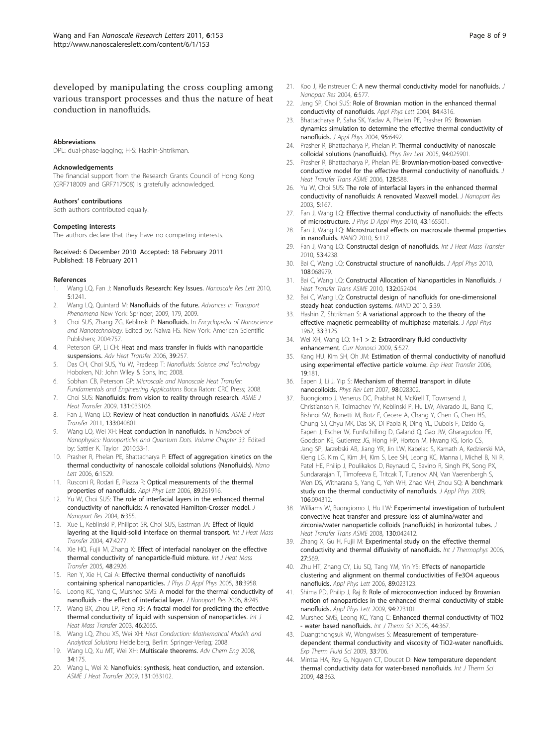developed by manipulating the cross coupling among various transport processes and thus the nature of heat conduction in nanofluids.

### Abbreviations

DPL: dual-phase-lagging; H-S: Hashin-Shtrikman.

### Acknowledgements

The financial support from the Research Grants Council of Hong Kong (GRF718009 and GRF717508) is gratefully acknowledged.

### Authors' contributions

Both authors contributed equally.

### Competing interests

The authors declare that they have no competing interests.

Received: 6 December 2010 Accepted: 18 February 2011
Published: 18 February 2011

### References

1. Wang LQ, Fan J: **Nanofluids Research: Key Issues.** *Nanoscale Res Lett* 2010, **5**:1241.
2. Wang LQ, Quintard M: **Nanofluids of the future.** *Advances in Transport Phenomena* New York: Springer; 2009, 179, 2009.
3. Choi SUS, Zhang ZG, Keblinski P: **Nanofluids.** In *Encyclopedia of Nanoscience and Nanotechnology.* Edited by: Nalwa HS. New York: American Scientific Publishers; 2004:757.
4. Peterson GP, Li CH: **Heat and mass transfer in fluids with nanoparticle suspensions.** *Adv Heat Transfer* 2006, **39**:257.
5. Das CH, Choi SUS, Yu W, Pradeep T: *Nanofluids: Science and Technology* Hoboken, NJ: John Wiley & Sons, Inc; 2008.
6. Sobhan CB, Peterson GP: *Microscale and Nanoscale Heat Transfer: Fundamentals and Engineering Applications* Boca Raton: CRC Press; 2008.
7. Choi SUS: **Nanofluids: from vision to reality through research.** *ASME J Heat Transfer* 2009, **131**:033106.
8. Fan J, Wang LQ: **Review of heat conduction in nanofluids.** *ASME J Heat Transfer* 2011, **133**:040801.
9. Wang LQ, Wei XH: **Heat conduction in nanofluids.** In *Handbook of Nanophysics: Nanoparticles and Quantum Dots. Volume Chapter 33.* Edited by: Sattler K. Taylor 2010:33-1.
10. Prasher R, Phelan PE, Bhattacharya P: **Effect of aggregation kinetics on the thermal conductivity of nanoscale colloidal solutions (Nanofluids).** *Nano Lett* 2006, **6**:1529.
11. Rusconi R, Rodari E, Piazza R: **Optical measurements of the thermal properties of nanofluids.** *Appl Phys Lett* 2006, **89**:261916.
12. Yu W, Choi SUS: **The role of interfacial layers in the enhanced thermal conductivity of nanofluids: A renovated Hamilton-Crosser model.** *J Nanopart Res* 2004, **6**:355.
13. Xue L, Keblinski P, Phillpot SR, Choi SUS, Eastman JA: **Effect of liquid layering at the liquid-solid interface on thermal transport.** *Int J Heat Mass Transfer* 2004, **47**:4277.
14. Xie HQ, Fujii M, Zhang X: **Effect of interfacial nanolayer on the effective thermal conductivity of nanoparticle-fluid mixture.** *Int J Heat Mass Transfer* 2005, **48**:2926.
15. Ren Y, Xie H, Cai A: **Effective thermal conductivity of nanofluids containing spherical nanoparticles.** *J Phys D Appl Phys* 2005, **38**:3958.
16. Leong KC, Yang C, Murshed SMS: **A model for the thermal conductivity of nanofluids - the effect of interfacial layer.** *J Nanopart Res* 2006, **8**:245.
17. Wang BX, Zhou LP, Peng XF: **A fractal model for predicting the effective thermal conductivity of liquid with suspension of nanoparticles.** *Int J Heat Mass Transfer* 2003, **46**:2665.
18. Wang LQ, Zhou XS, Wei XH: *Heat Conduction: Mathematical Models and Analytical Solutions* Heidelberg, Berlin: Springer-Verlag; 2008.
19. Wang LQ, Xu MT, Wei XH: **Multiscale theorems.** *Adv Chem Eng* 2008, **34**:175.
20. Wang L, Wei X: **Nanofluids: synthesis, heat conduction, and extension.** *ASME J Heat Transfer* 2009, **131**:033102.
21. Koo J, Kleinstreuer C: **A new thermal conductivity model for nanofluids.** *J Nanopart Res* 2004, **6**:577.
22. Jang SP, Choi SUS: **Role of Brownian motion in the enhanced thermal conductivity of nanofluids.** *Appl Phys Lett* 2004, **84**:4316.
23. Bhattacharya P, Saha SK, Yadav A, Phelan PE, Prasher RS: **Brownian dynamics simulation to determine the effective thermal conductivity of nanofluids.** *J Appl Phys* 2004, **95**:6492.
24. Prasher R, Bhattacharya P, Phelan P: **Thermal conductivity of nanoscale colloidal solutions (nanofluids).** *Phys Rev Lett* 2005, **94**:025901.
25. Prasher R, Bhattacharya P, Phelan PE: **Brownian-motion-based convective-conductive model for the effective thermal conductivity of nanofluids.** *J Heat Transfer Trans ASME* 2006, **128**:588.
26. Yu W, Choi SUS: **The role of interfacial layers in the enhanced thermal conductivity of nanofluids: A renovated Maxwell model.** *J Nanopart Res* 2003, **5**:167.
27. Fan J, Wang LQ: **Effective thermal conductivity of nanofluids: the effects of microstructure.** *J Phys D Appl Phys* 2010, **43**:165501.
28. Fan J, Wang LQ: **Microstructural effects on macroscale thermal properties in nanofluids.** *NANO* 2010, **5**:117.
29. Fan J, Wang LQ: **Constructal design of nanofluids.** *Int J Heat Mass Transfer* 2010, **53**:4238.
30. Bai C, Wang LQ: **Constructal structure of nanofluids.** *J Appl Phys* 2010, **108**:068979.
31. Bai C, Wang LQ: **Constructal Allocation of Nanoparticles in Nanofluids.** *J Heat Transfer Trans ASME* 2010, **132**:052404.
32. Bai C, Wang LQ: **Constructal design of nanofluids for one-dimensional steady heat conduction systems.** *NANO* 2010, **5**:39.
33. Hashin Z, Shtrikman S: **A variational approach to the theory of the effective magnetic permeability of multiphase materials.** *J Appl Phys* 1962, **33**:3125.
34. Wei XH, Wang LQ: **1+1 > 2: Extraordinary fluid conductivity enhancement.** *Curr Nanosci* 2009, **5**:527.
35. Kang HU, Kim SH, Oh JM: **Estimation of thermal conductivity of nanofluid using experimental effective particle volume.** *Exp Heat Transfer* 2006, **19**:181.
36. Eapen J, Li J, Yip S: **Mechanism of thermal transport in dilute nanocolloids.** *Phys Rev Lett* 2007, **98**:028302.
37. Buongiorno J, Venerus DC, Prabhat N, McKrell T, Townsend J, Christianson R, Tolmachev YV, Keblinski P, Hu LW, Alvarado JL, Bang IC, Bishnoi SW, Bonetti M, Botz F, Cecere A, Chang Y, Chen G, Chen HS, Chung SJ, Chyu MK, Das SK, Di Paola R, Ding YL, Dubois F, Dzido G, Eapen J, Escher W, Funfschilling D, Galand Q, Gao JW, Gharagozloo PE, Goodson KE, Gutierrez JG, Hong HP, Horton M, Hwang KS, Iorio CS, Jang SP, Jarzebski AB, Jiang YR, Jin LW, Kabelac S, Kamath A, Kedzierski MA, Kieng LG, Kim C, Kim JH, Kim S, Lee SH, Leong KC, Manna I, Michel B, Ni R, Patel HE, Philip J, Poulikakos D, Reynaud C, Savino R, Singh PK, Song PX, Sundararajan T, Timofeeva E, Tritcak T, Turanov AN, Van Vaerenbergh S, Wen DS, Witharana S, Yang C, Yeh WH, Zhao WH, Zhou SQ: **A benchmark study on the thermal conductivity of nanofluids.** *J Appl Phys* 2009, **106**:094312.
38. Williams W, Buongiorno J, Hu LW: **Experimental investigation of turbulent convective heat transfer and pressure loss of alumina/water and zirconia/water nanoparticle colloids (nanofluids) in horizontal tubes.** *J Heat Transfer Trans ASME* 2008, **130**:042412.
39. Zhang X, Gu H, Fujii M: **Experimental study on the effective thermal conductivity and thermal diffusivity of nanofluids.** *Int J Thermophys* 2006, **27**:569.
40. Zhu HT, Zhang CY, Liu SQ, Tang YM, Yin YS: **Effects of nanoparticle clustering and alignment on thermal conductivities of Fe3O4 aqueous nanofluids.** *Appl Phys Lett* 2006, **89**:023123.
41. Shima PD, Philip J, Raj B: **Role of microconvection induced by Brownian motion of nanoparticles in the enhanced thermal conductivity of stable nanofluids.** *Appl Phys Lett* 2009, **94**:223101.
42. Murshed SMS, Leong KC, Yang C: **Enhanced thermal conductivity of TiO2 - water based nanofluids.** *Int J Therm Sci* 2005, **44**:367.
43. Duangthongsuk W, Wongwises S: **Measurement of temperature-dependent thermal conductivity and viscosity of TiO2-water nanofluids.** *Exp Therm Fluid Sci* 2009, **33**:706.
44. Mintsa HA, Roy G, Nguyen CT, Doucet D: **New temperature dependent thermal conductivity data for water-based nanofluids.** *Int J Therm Sci* 2009, **48**:363.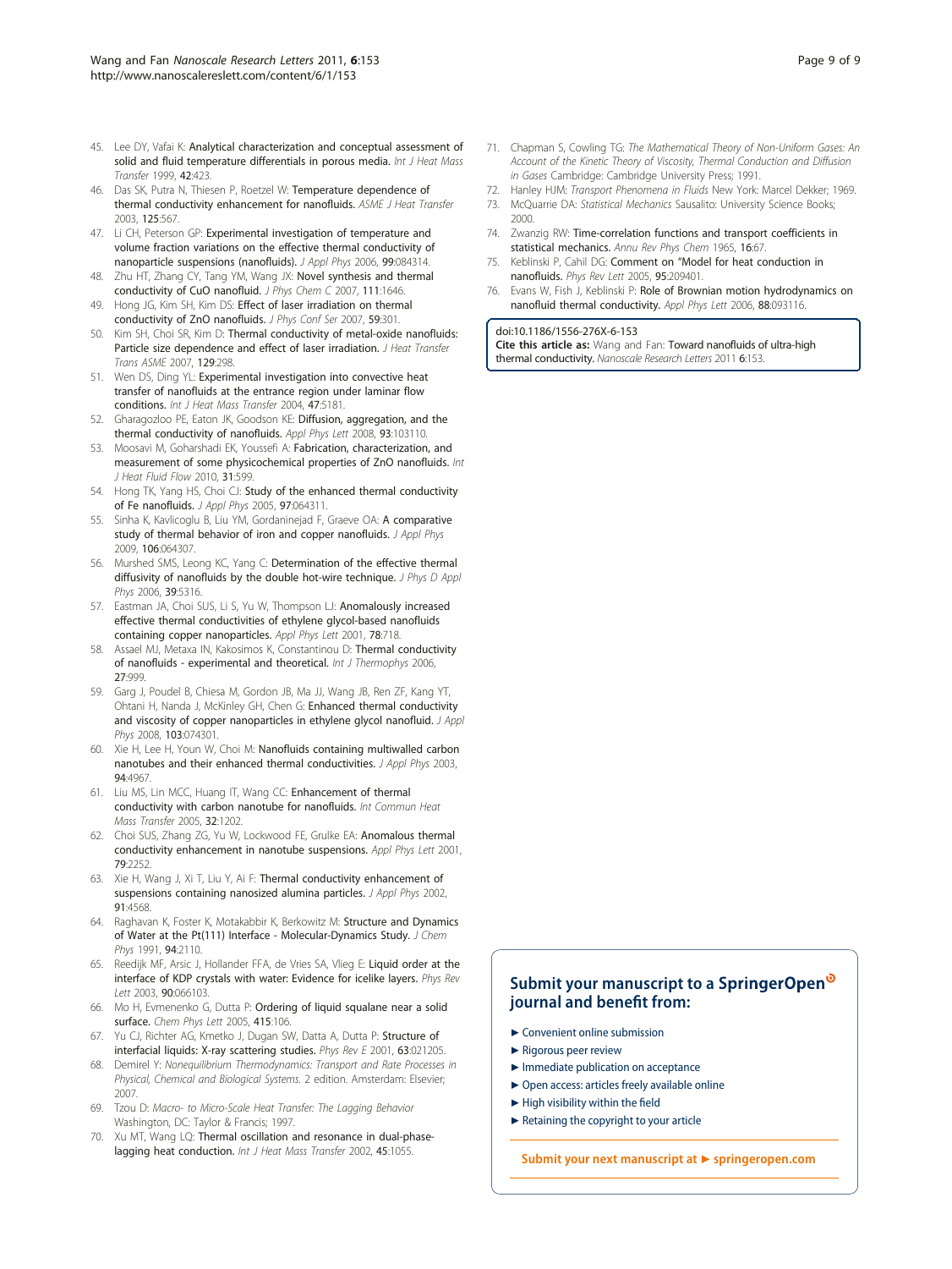45. Lee DY, Vafai K: Analytical characterization and conceptual assessment of solid and fluid temperature differentials in porous media. *Int J Heat Mass Transfer* 1999, **42**:423.
46. Das SK, Putra N, Thiesen P, Roetzel W: Temperature dependence of thermal conductivity enhancement for nanofluids. *ASME J Heat Transfer* 2003, **125**:567.
47. Li CH, Peterson GP: Experimental investigation of temperature and volume fraction variations on the effective thermal conductivity of nanoparticle suspensions (nanofluids). *J Appl Phys* 2006, **99**:084314.
48. Zhu HT, Zhang CY, Tang YM, Wang JX: Novel synthesis and thermal conductivity of CuO nanofluid. *J Phys Chem C* 2007, **111**:1646.
49. Hong JG, Kim SH, Kim DS: Effect of laser irradiation on thermal conductivity of ZnO nanofluids. *J Phys Conf Ser* 2007, **59**:301.
50. Kim SH, Choi SR, Kim D: Thermal conductivity of metal-oxide nanofluids: Particle size dependence and effect of laser irradiation. *J Heat Transfer Trans ASME* 2007, **129**:298.
51. Wen DS, Ding YL: Experimental investigation into convective heat transfer of nanofluids at the entrance region under laminar flow conditions. *Int J Heat Mass Transfer* 2004, **47**:5181.
52. Gharagozloo PE, Eaton JK, Goodson KE: Diffusion, aggregation, and the thermal conductivity of nanofluids. *Appl Phys Lett* 2008, **93**:103110.
53. Moosavi M, Goharshadi EK, Youssefi A: Fabrication, characterization, and measurement of some physicochemical properties of ZnO nanofluids. *Int J Heat Fluid Flow* 2010, **31**:599.
54. Hong TK, Yang HS, Choi CJ: Study of the enhanced thermal conductivity of Fe nanofluids. *J Appl Phys* 2005, **97**:064311.
55. Sinha K, Kavlicoglu B, Liu YM, Gordaninejad F, Graeve OA: A comparative study of thermal behavior of iron and copper nanofluids. *J Appl Phys* 2009, **106**:064307.
56. Murshed SMS, Leong KC, Yang C: Determination of the effective thermal diffusivity of nanofluids by the double hot-wire technique. *J Phys D Appl Phys* 2006, **39**:5316.
57. Eastman JA, Choi SUS, Li S, Yu W, Thompson LJ: Anomalously increased effective thermal conductivities of ethylene glycol-based nanofluids containing copper nanoparticles. *Appl Phys Lett* 2001, **78**:718.
58. Assael MJ, Metaxa IN, Kakosimos K, Constantinou D: Thermal conductivity of nanofluids - experimental and theoretical. *Int J Thermophys* 2006, **27**:999.
59. Garg J, Poudel B, Chiesa M, Gordon JB, Ma JJ, Wang JB, Ren ZF, Kang YT, Ohtani H, Nanda J, McKinley GH, Chen G: Enhanced thermal conductivity and viscosity of copper nanoparticles in ethylene glycol nanofluid. *J Appl Phys* 2008, **103**:074301.
60. Xie H, Lee H, Youn W, Choi M: Nanofluids containing multiwalled carbon nanotubes and their enhanced thermal conductivities. *J Appl Phys* 2003, **94**:4967.
61. Liu MS, Lin MCC, Huang IT, Wang CC: Enhancement of thermal conductivity with carbon nanotube for nanofluids. *Int Commun Heat Mass Transfer* 2005, **32**:1202.
62. Choi SUS, Zhang ZG, Yu W, Lockwood FE, Grulke EA: Anomalous thermal conductivity enhancement in nanotube suspensions. *Appl Phys Lett* 2001, **79**:2252.
63. Xie H, Wang J, Xi T, Liu Y, Ai F: Thermal conductivity enhancement of suspensions containing nanosized alumina particles. *J Appl Phys* 2002, **91**:4568.
64. Raghavan K, Foster K, Motakabbir K, Berkowitz M: Structure and Dynamics of Water at the Pt(111) Interface - Molecular-Dynamics Study. *J Chem Phys* 1991, **94**:2110.
65. Reedijk MF, Arsic J, Hollander FFA, de Vries SA, Vlieg E: Liquid order at the interface of KDP crystals with water: Evidence for icelike layers. *Phys Rev Lett* 2003, **90**:066103.
66. Mo H, Evmenenko G, Dutta P: Ordering of liquid squalane near a solid surface. *Chem Phys Lett* 2005, **415**:106.
67. Yu CJ, Richter AG, Kmetko J, Dugan SW, Datta A, Dutta P: Structure of interfacial liquids: X-ray scattering studies. *Phys Rev E* 2001, **63**:021205.
68. Demirel Y: *Nonequilibrium Thermodynamics: Transport and Rate Processes in Physical, Chemical and Biological Systems.* 2 edition. Amsterdam: Elsevier; 2007.
69. Tzou D: *Macro- to Micro-Scale Heat Transfer: The Lagging Behavior* Washington, DC: Taylor & Francis; 1997.
70. Xu MT, Wang LQ: Thermal oscillation and resonance in dual-phase-lagging heat conduction. *Int J Heat Mass Transfer* 2002, **45**:1055.
71. Chapman S, Cowling TG: *The Mathematical Theory of Non-Uniform Gases: An Account of the Kinetic Theory of Viscosity, Thermal Conduction and Diffusion in Gases* Cambridge: Cambridge University Press; 1991.
72. Hanley HJM: *Transport Phenomena in Fluids* New York: Marcel Dekker; 1969.
73. McQuarrie DA: *Statistical Mechanics* Sausalito: University Science Books; 2000.
74. Zwanzig RW: Time-correlation functions and transport coefficients in statistical mechanics. *Annu Rev Phys Chem* 1965, **16**:67.
75. Keblinski P, Cahil DG: Comment on "Model for heat conduction in nanofluids. *Phys Rev Lett* 2005, **95**:209401.
76. Evans W, Fish J, Keblinski P: Role of Brownian motion hydrodynamics on nanofluid thermal conductivity. *Appl Phys Lett* 2006, **88**:093116.

doi:10.1186/1556-276X-6-153
**Cite this article as:** Wang and Fan: Toward nanofluids of ultra-high thermal conductivity. *Nanoscale Research Letters* 2011 **6**:153.

**Submit your manuscript to a SpringerOpen journal and benefit from:**

- ► Convenient online submission
- ► Rigorous peer review
- ► Immediate publication on acceptance
- ► Open access: articles freely available online
- ► High visibility within the field
- ► Retaining the copyright to your article

**Submit your next manuscript at ► springeropen.com**